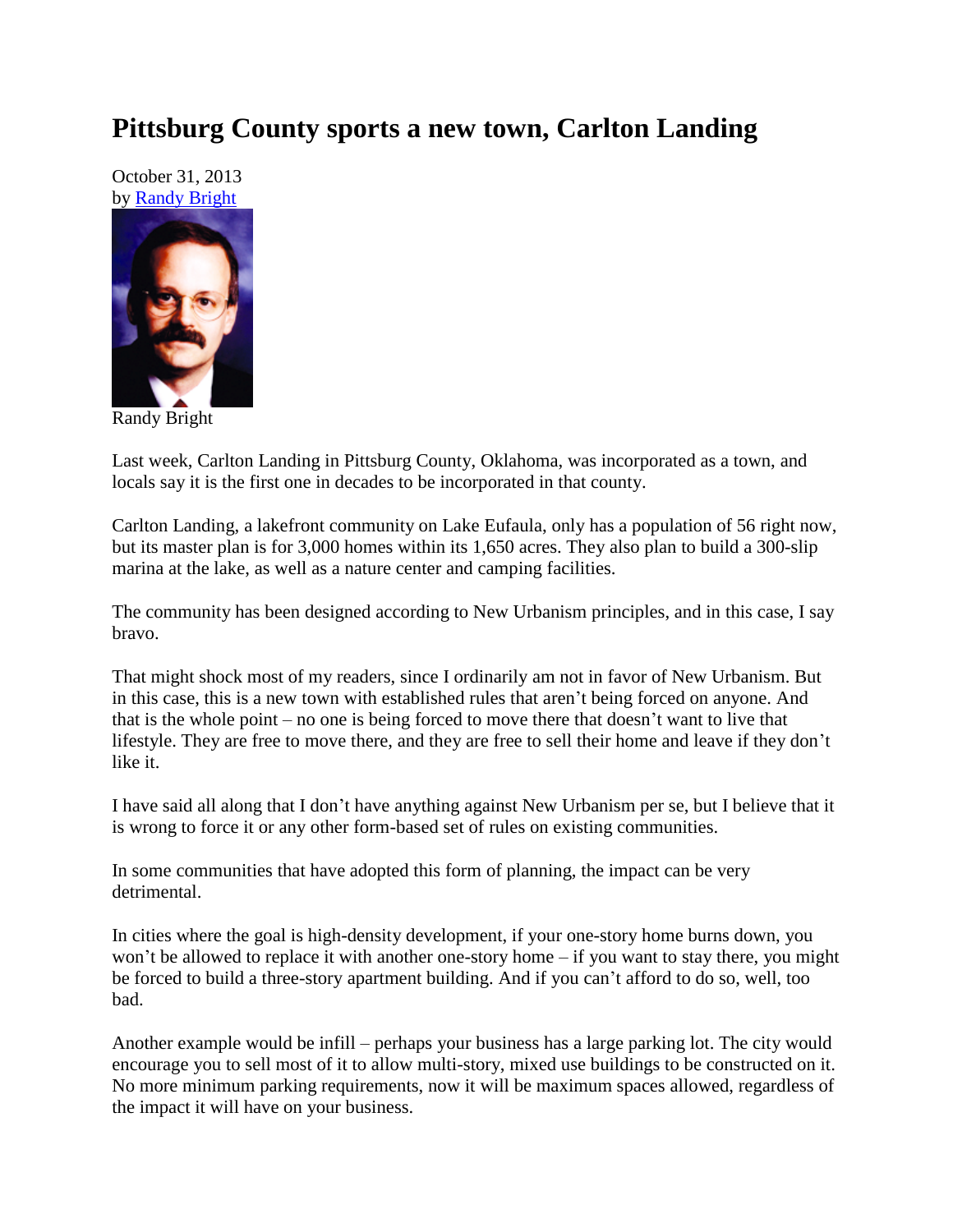# Pittsburg County sports a new town, Carlton Landing

October 31, 2013
by Randy Bright

Randy Bright

Last week, Carlton Landing in Pittsburg County, Oklahoma, was incorporated as a town, and locals say it is the first one in decades to be incorporated in that county.

Carlton Landing, a lakefront community on Lake Eufaula, only has a population of 56 right now, but its master plan is for 3,000 homes within its 1,650 acres. They also plan to build a 300-slip marina at the lake, as well as a nature center and camping facilities.

The community has been designed according to New Urbanism principles, and in this case, I say bravo.

That might shock most of my readers, since I ordinarily am not in favor of New Urbanism. But in this case, this is a new town with established rules that aren't being forced on anyone. And that is the whole point – no one is being forced to move there that doesn't want to live that lifestyle. They are free to move there, and they are free to sell their home and leave if they don't like it.

I have said all along that I don't have anything against New Urbanism per se, but I believe that it is wrong to force it or any other form-based set of rules on existing communities.

In some communities that have adopted this form of planning, the impact can be very detrimental.

In cities where the goal is high-density development, if your one-story home burns down, you won't be allowed to replace it with another one-story home – if you want to stay there, you might be forced to build a three-story apartment building. And if you can't afford to do so, well, too bad.

Another example would be infill – perhaps your business has a large parking lot. The city would encourage you to sell most of it to allow multi-story, mixed use buildings to be constructed on it. No more minimum parking requirements, now it will be maximum spaces allowed, regardless of the impact it will have on your business.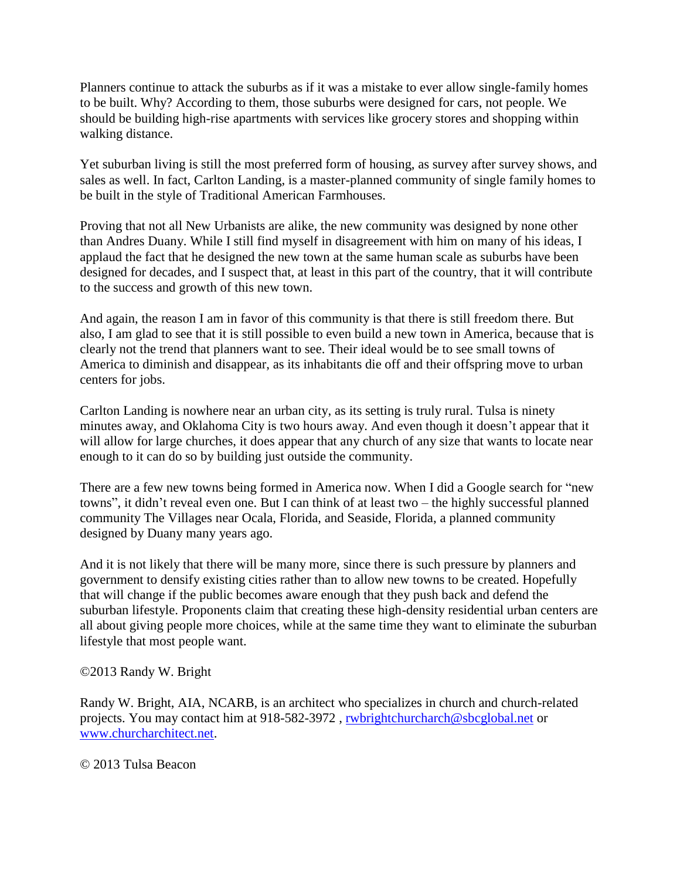Planners continue to attack the suburbs as if it was a mistake to ever allow single-family homes to be built. Why? According to them, those suburbs were designed for cars, not people. We should be building high-rise apartments with services like grocery stores and shopping within walking distance.

Yet suburban living is still the most preferred form of housing, as survey after survey shows, and sales as well. In fact, Carlton Landing, is a master-planned community of single family homes to be built in the style of Traditional American Farmhouses.

Proving that not all New Urbanists are alike, the new community was designed by none other than Andres Duany. While I still find myself in disagreement with him on many of his ideas, I applaud the fact that he designed the new town at the same human scale as suburbs have been designed for decades, and I suspect that, at least in this part of the country, that it will contribute to the success and growth of this new town.

And again, the reason I am in favor of this community is that there is still freedom there. But also, I am glad to see that it is still possible to even build a new town in America, because that is clearly not the trend that planners want to see. Their ideal would be to see small towns of America to diminish and disappear, as its inhabitants die off and their offspring move to urban centers for jobs.

Carlton Landing is nowhere near an urban city, as its setting is truly rural. Tulsa is ninety minutes away, and Oklahoma City is two hours away. And even though it doesn't appear that it will allow for large churches, it does appear that any church of any size that wants to locate near enough to it can do so by building just outside the community.

There are a few new towns being formed in America now. When I did a Google search for "new towns", it didn't reveal even one. But I can think of at least two – the highly successful planned community The Villages near Ocala, Florida, and Seaside, Florida, a planned community designed by Duany many years ago.

And it is not likely that there will be many more, since there is such pressure by planners and government to densify existing cities rather than to allow new towns to be created. Hopefully that will change if the public becomes aware enough that they push back and defend the suburban lifestyle. Proponents claim that creating these high-density residential urban centers are all about giving people more choices, while at the same time they want to eliminate the suburban lifestyle that most people want.

©2013 Randy W. Bright

Randy W. Bright, AIA, NCARB, is an architect who specializes in church and church-related projects. You may contact him at 918-582-3972 , [rwbrightchurcharch@sbcglobal.net](mailto:rwbrightchurcharch@sbcglobal.net) or [www.churcharchitect.net](http://www.churcharchitect.net).

© 2013 Tulsa Beacon